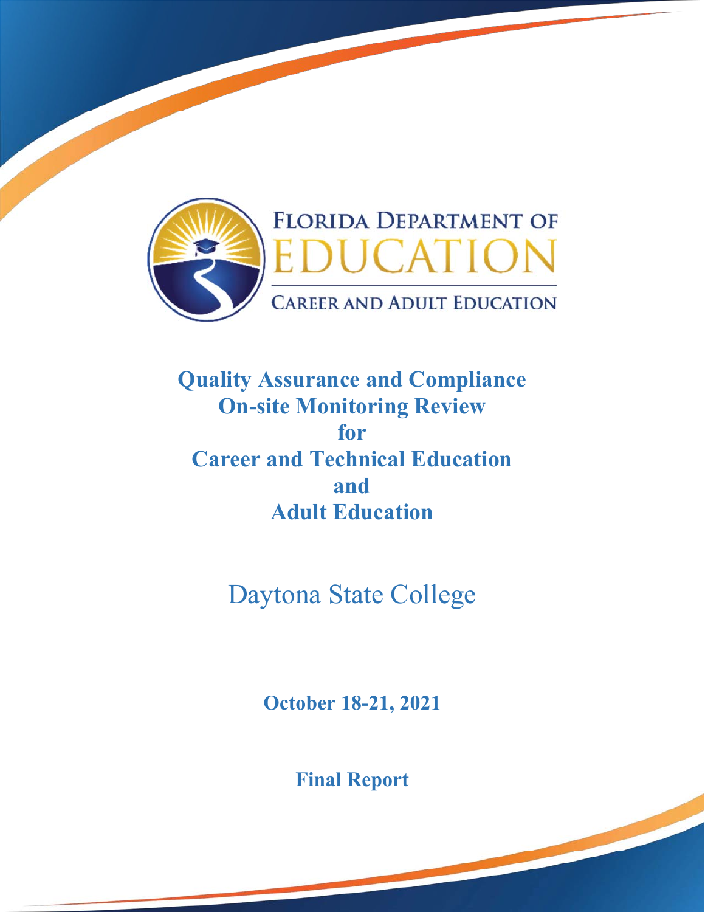FLORIDA DEPARTMENT OF EDUCATION

CAREER AND ADULT EDUCATION

# Quality Assurance and Compliance On-site Monitoring Review for Career and Technical Education and Adult Education

## Daytona State College

**October 18-21, 2021**

**Final Report**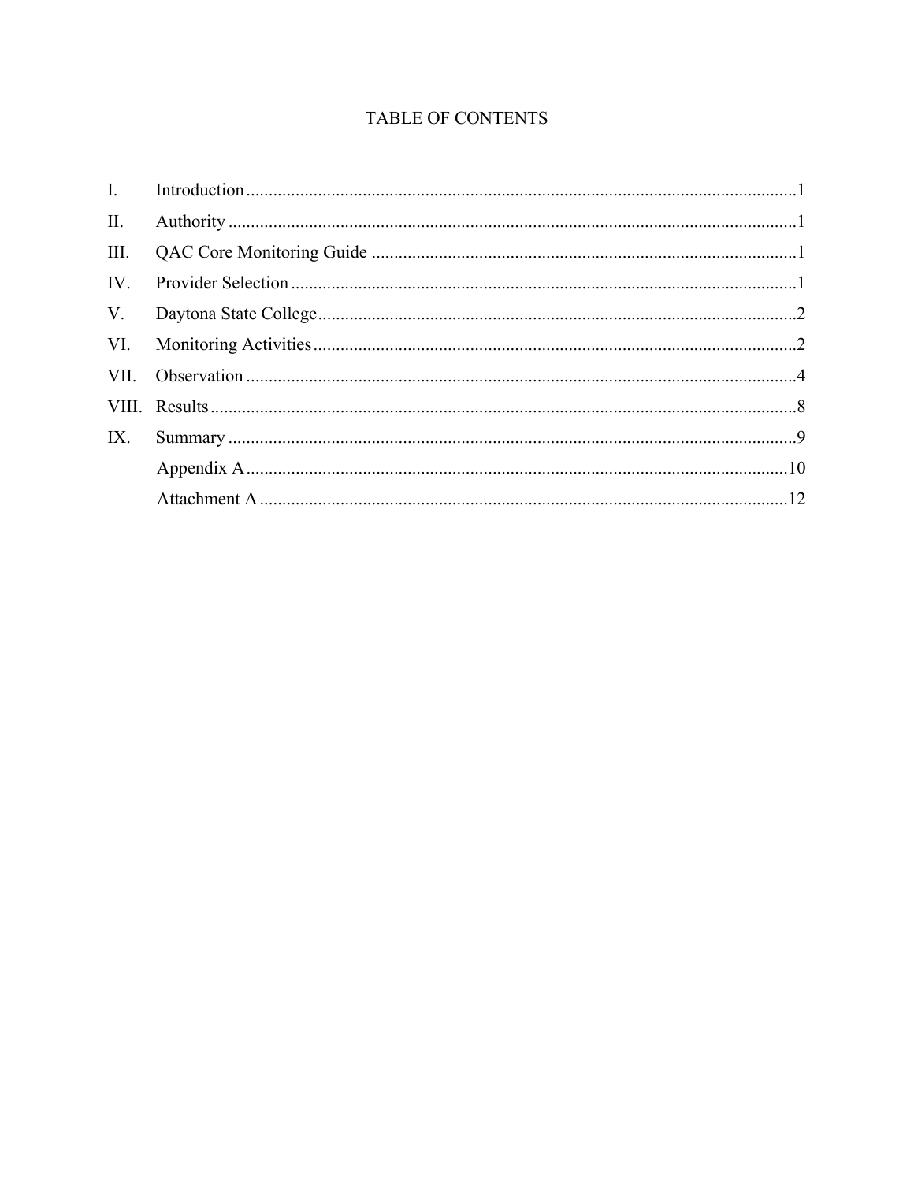# TABLE OF CONTENTS

| | | |
|---|---|---|
| I. | Introduction | 1 |
| II. | Authority | 1 |
| III. | QAC Core Monitoring Guide | 1 |
| IV. | Provider Selection | 1 |
| V. | Daytona State College | 2 |
| VI. | Monitoring Activities | 2 |
| VII. | Observation | 4 |
| VIII. | Results | 8 |
| IX. | Summary | 9 |
| | Appendix A | 10 |
| | Attachment A | 12 |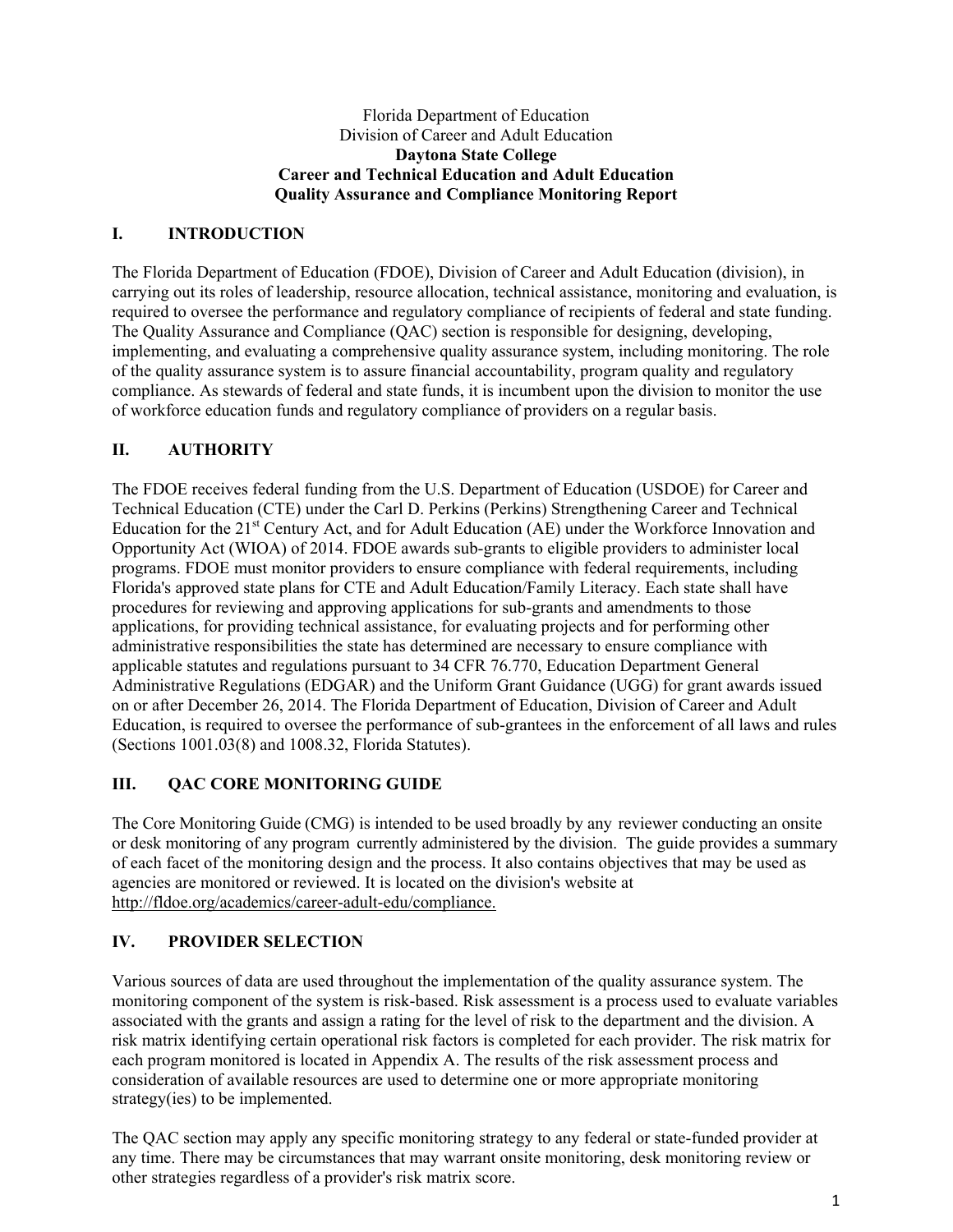Florida Department of Education
Division of Career and Adult Education
**Daytona State College**
**Career and Technical Education and Adult Education**
**Quality Assurance and Compliance Monitoring Report**

## I. INTRODUCTION

The Florida Department of Education (FDOE), Division of Career and Adult Education (division), in carrying out its roles of leadership, resource allocation, technical assistance, monitoring and evaluation, is required to oversee the performance and regulatory compliance of recipients of federal and state funding. The Quality Assurance and Compliance (QAC) section is responsible for designing, developing, implementing, and evaluating a comprehensive quality assurance system, including monitoring. The role of the quality assurance system is to assure financial accountability, program quality and regulatory compliance. As stewards of federal and state funds, it is incumbent upon the division to monitor the use of workforce education funds and regulatory compliance of providers on a regular basis.

## II. AUTHORITY

The FDOE receives federal funding from the U.S. Department of Education (USDOE) for Career and Technical Education (CTE) under the Carl D. Perkins (Perkins) Strengthening Career and Technical Education for the 21st Century Act, and for Adult Education (AE) under the Workforce Innovation and Opportunity Act (WIOA) of 2014. FDOE awards sub-grants to eligible providers to administer local programs. FDOE must monitor providers to ensure compliance with federal requirements, including Florida's approved state plans for CTE and Adult Education/Family Literacy. Each state shall have procedures for reviewing and approving applications for sub-grants and amendments to those applications, for providing technical assistance, for evaluating projects and for performing other administrative responsibilities the state has determined are necessary to ensure compliance with applicable statutes and regulations pursuant to 34 CFR 76.770, Education Department General Administrative Regulations (EDGAR) and the Uniform Grant Guidance (UGG) for grant awards issued on or after December 26, 2014. The Florida Department of Education, Division of Career and Adult Education, is required to oversee the performance of sub-grantees in the enforcement of all laws and rules (Sections 1001.03(8) and 1008.32, Florida Statutes).

## III. QAC CORE MONITORING GUIDE

The Core Monitoring Guide (CMG) is intended to be used broadly by any reviewer conducting an onsite or desk monitoring of any program currently administered by the division. The guide provides a summary of each facet of the monitoring design and the process. It also contains objectives that may be used as agencies are monitored or reviewed. It is located on the division's website at http://fldoe.org/academics/career-adult-edu/compliance.

## IV. PROVIDER SELECTION

Various sources of data are used throughout the implementation of the quality assurance system. The monitoring component of the system is risk-based. Risk assessment is a process used to evaluate variables associated with the grants and assign a rating for the level of risk to the department and the division. A risk matrix identifying certain operational risk factors is completed for each provider. The risk matrix for each program monitored is located in Appendix A. The results of the risk assessment process and consideration of available resources are used to determine one or more appropriate monitoring strategy(ies) to be implemented.

The QAC section may apply any specific monitoring strategy to any federal or state-funded provider at any time. There may be circumstances that may warrant onsite monitoring, desk monitoring review or other strategies regardless of a provider's risk matrix score.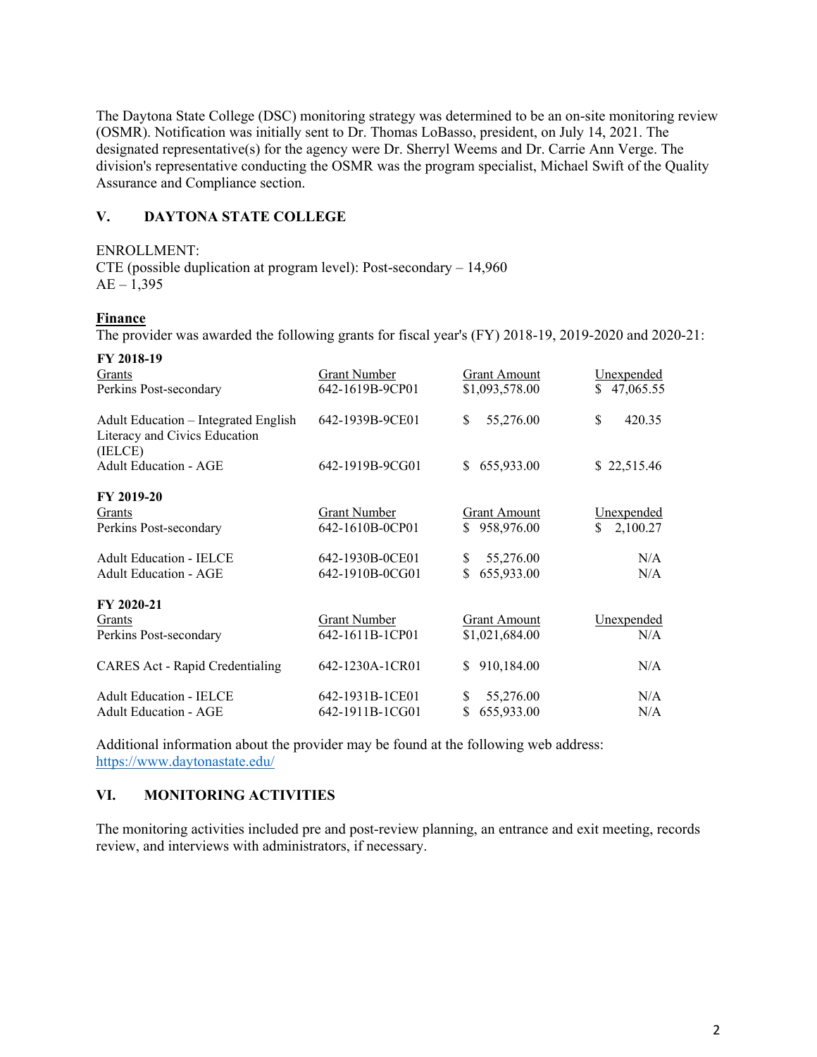The Daytona State College (DSC) monitoring strategy was determined to be an on-site monitoring review (OSMR). Notification was initially sent to Dr. Thomas LoBasso, president, on July 14, 2021. The designated representative(s) for the agency were Dr. Sherryl Weems and Dr. Carrie Ann Verge. The division's representative conducting the OSMR was the program specialist, Michael Swift of the Quality Assurance and Compliance section.

## V. DAYTONA STATE COLLEGE

ENROLLMENT:
CTE (possible duplication at program level): Post-secondary – 14,960
AE – 1,395

**Finance**

The provider was awarded the following grants for fiscal year's (FY) 2018-19, 2019-2020 and 2020-21:

**FY 2018-19**

| Grants | Grant Number | Grant Amount | Unexpended |
|---|---|---|---|
| Perkins Post-secondary | 642-1619B-9CP01 | $1,093,578.00 | $ 47,065.55 |
| Adult Education – Integrated English Literacy and Civics Education (IELCE) | 642-1939B-9CE01 | $ 55,276.00 | $ 420.35 |
| Adult Education - AGE | 642-1919B-9CG01 | $ 655,933.00 | $ 22,515.46 |

**FY 2019-20**

| Grants | Grant Number | Grant Amount | Unexpended |
|---|---|---|---|
| Perkins Post-secondary | 642-1610B-0CP01 | $ 958,976.00 | $ 2,100.27 |
| Adult Education - IELCE | 642-1930B-0CE01 | $ 55,276.00 | N/A |
| Adult Education - AGE | 642-1910B-0CG01 | $ 655,933.00 | N/A |

**FY 2020-21**

| Grants | Grant Number | Grant Amount | Unexpended |
|---|---|---|---|
| Perkins Post-secondary | 642-1611B-1CP01 | $1,021,684.00 | N/A |
| CARES Act - Rapid Credentialing | 642-1230A-1CR01 | $ 910,184.00 | N/A |
| Adult Education - IELCE | 642-1931B-1CE01 | $ 55,276.00 | N/A |
| Adult Education - AGE | 642-1911B-1CG01 | $ 655,933.00 | N/A |

Additional information about the provider may be found at the following web address: https://www.daytonastate.edu/

## VI. MONITORING ACTIVITIES

The monitoring activities included pre and post-review planning, an entrance and exit meeting, records review, and interviews with administrators, if necessary.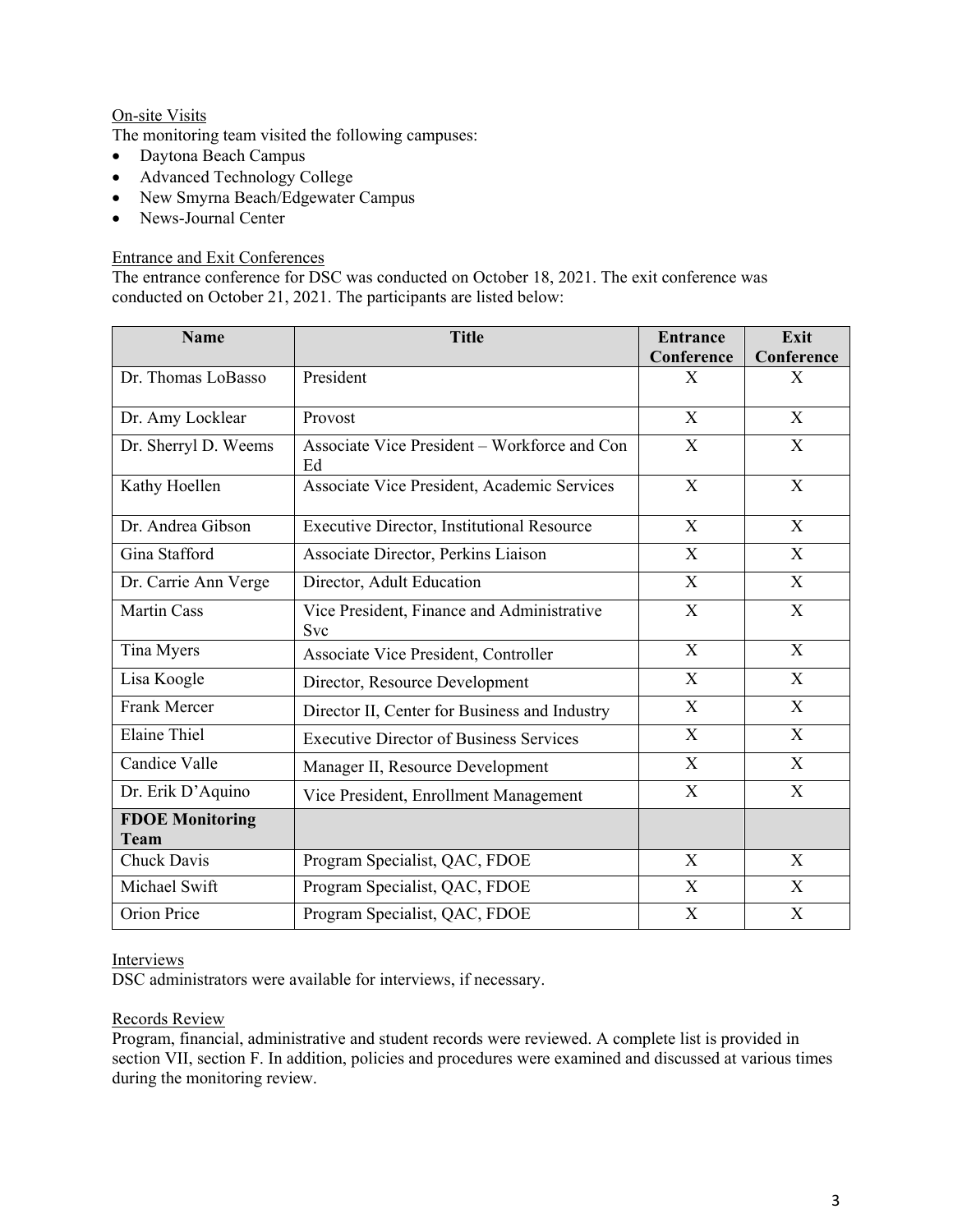On-site Visits

The monitoring team visited the following campuses:

- Daytona Beach Campus
- Advanced Technology College
- New Smyrna Beach/Edgewater Campus
- News-Journal Center

Entrance and Exit Conferences

The entrance conference for DSC was conducted on October 18, 2021. The exit conference was conducted on October 21, 2021. The participants are listed below:

| Name | Title | Entrance Conference | Exit Conference |
|---|---|---|---|
| Dr. Thomas LoBasso | President | X | X |
| Dr. Amy Locklear | Provost | X | X |
| Dr. Sherryl D. Weems | Associate Vice President – Workforce and Con Ed | X | X |
| Kathy Hoellen | Associate Vice President, Academic Services | X | X |
| Dr. Andrea Gibson | Executive Director, Institutional Resource | X | X |
| Gina Stafford | Associate Director, Perkins Liaison | X | X |
| Dr. Carrie Ann Verge | Director, Adult Education | X | X |
| Martin Cass | Vice President, Finance and Administrative Svc | X | X |
| Tina Myers | Associate Vice President, Controller | X | X |
| Lisa Koogle | Director, Resource Development | X | X |
| Frank Mercer | Director II, Center for Business and Industry | X | X |
| Elaine Thiel | Executive Director of Business Services | X | X |
| Candice Valle | Manager II, Resource Development | X | X |
| Dr. Erik D'Aquino | Vice President, Enrollment Management | X | X |
| **FDOE Monitoring Team** | | | |
| Chuck Davis | Program Specialist, QAC, FDOE | X | X |
| Michael Swift | Program Specialist, QAC, FDOE | X | X |
| Orion Price | Program Specialist, QAC, FDOE | X | X |

Interviews

DSC administrators were available for interviews, if necessary.

Records Review

Program, financial, administrative and student records were reviewed. A complete list is provided in section VII, section F. In addition, policies and procedures were examined and discussed at various times during the monitoring review.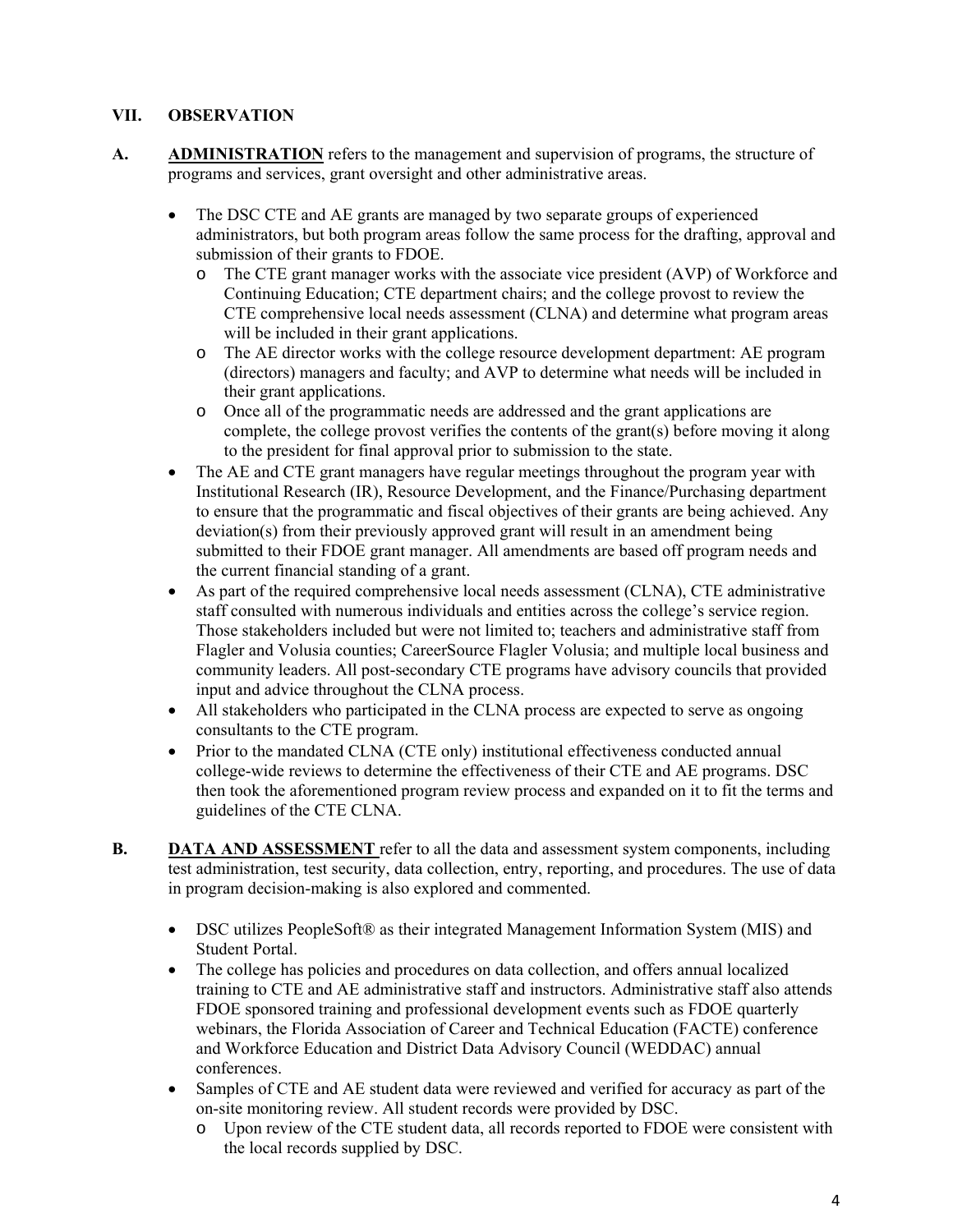## VII. OBSERVATION

**A. ADMINISTRATION** refers to the management and supervision of programs, the structure of programs and services, grant oversight and other administrative areas.

- The DSC CTE and AE grants are managed by two separate groups of experienced administrators, but both program areas follow the same process for the drafting, approval and submission of their grants to FDOE.
  - The CTE grant manager works with the associate vice president (AVP) of Workforce and Continuing Education; CTE department chairs; and the college provost to review the CTE comprehensive local needs assessment (CLNA) and determine what program areas will be included in their grant applications.
  - The AE director works with the college resource development department: AE program (directors) managers and faculty; and AVP to determine what needs will be included in their grant applications.
  - Once all of the programmatic needs are addressed and the grant applications are complete, the college provost verifies the contents of the grant(s) before moving it along to the president for final approval prior to submission to the state.
- The AE and CTE grant managers have regular meetings throughout the program year with Institutional Research (IR), Resource Development, and the Finance/Purchasing department to ensure that the programmatic and fiscal objectives of their grants are being achieved. Any deviation(s) from their previously approved grant will result in an amendment being submitted to their FDOE grant manager. All amendments are based off program needs and the current financial standing of a grant.
- As part of the required comprehensive local needs assessment (CLNA), CTE administrative staff consulted with numerous individuals and entities across the college's service region. Those stakeholders included but were not limited to; teachers and administrative staff from Flagler and Volusia counties; CareerSource Flagler Volusia; and multiple local business and community leaders. All post-secondary CTE programs have advisory councils that provided input and advice throughout the CLNA process.
- All stakeholders who participated in the CLNA process are expected to serve as ongoing consultants to the CTE program.
- Prior to the mandated CLNA (CTE only) institutional effectiveness conducted annual college-wide reviews to determine the effectiveness of their CTE and AE programs. DSC then took the aforementioned program review process and expanded on it to fit the terms and guidelines of the CTE CLNA.

**B. DATA AND ASSESSMENT** refer to all the data and assessment system components, including test administration, test security, data collection, entry, reporting, and procedures. The use of data in program decision-making is also explored and commented.

- DSC utilizes PeopleSoft® as their integrated Management Information System (MIS) and Student Portal.
- The college has policies and procedures on data collection, and offers annual localized training to CTE and AE administrative staff and instructors. Administrative staff also attends FDOE sponsored training and professional development events such as FDOE quarterly webinars, the Florida Association of Career and Technical Education (FACTE) conference and Workforce Education and District Data Advisory Council (WEDDAC) annual conferences.
- Samples of CTE and AE student data were reviewed and verified for accuracy as part of the on-site monitoring review. All student records were provided by DSC.
  - Upon review of the CTE student data, all records reported to FDOE were consistent with the local records supplied by DSC.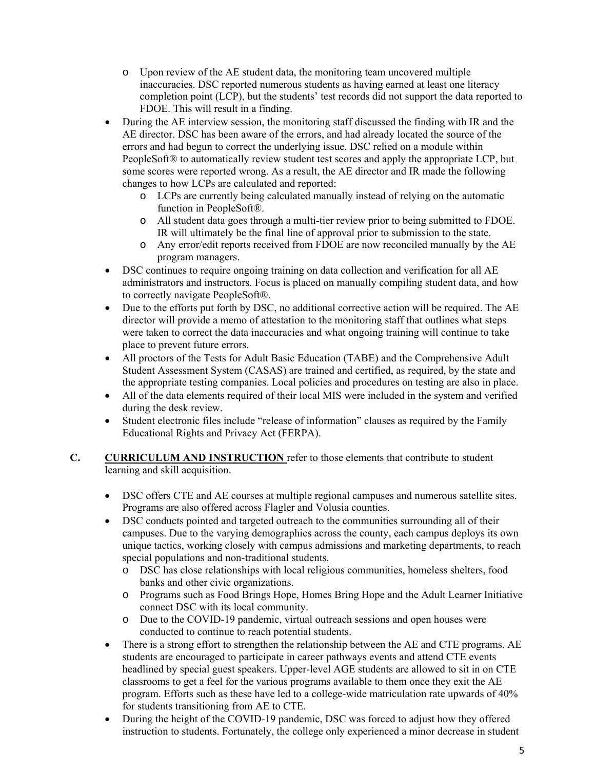- Upon review of the AE student data, the monitoring team uncovered multiple inaccuracies. DSC reported numerous students as having earned at least one literacy completion point (LCP), but the students' test records did not support the data reported to FDOE. This will result in a finding.
- During the AE interview session, the monitoring staff discussed the finding with IR and the AE director. DSC has been aware of the errors, and had already located the source of the errors and had begun to correct the underlying issue. DSC relied on a module within PeopleSoft® to automatically review student test scores and apply the appropriate LCP, but some scores were reported wrong. As a result, the AE director and IR made the following changes to how LCPs are calculated and reported:
  - LCPs are currently being calculated manually instead of relying on the automatic function in PeopleSoft®.
  - All student data goes through a multi-tier review prior to being submitted to FDOE. IR will ultimately be the final line of approval prior to submission to the state.
  - Any error/edit reports received from FDOE are now reconciled manually by the AE program managers.
- DSC continues to require ongoing training on data collection and verification for all AE administrators and instructors. Focus is placed on manually compiling student data, and how to correctly navigate PeopleSoft®.
- Due to the efforts put forth by DSC, no additional corrective action will be required. The AE director will provide a memo of attestation to the monitoring staff that outlines what steps were taken to correct the data inaccuracies and what ongoing training will continue to take place to prevent future errors.
- All proctors of the Tests for Adult Basic Education (TABE) and the Comprehensive Adult Student Assessment System (CASAS) are trained and certified, as required, by the state and the appropriate testing companies. Local policies and procedures on testing are also in place.
- All of the data elements required of their local MIS were included in the system and verified during the desk review.
- Student electronic files include "release of information" clauses as required by the Family Educational Rights and Privacy Act (FERPA).

**C. CURRICULUM AND INSTRUCTION** refer to those elements that contribute to student learning and skill acquisition.

- DSC offers CTE and AE courses at multiple regional campuses and numerous satellite sites. Programs are also offered across Flagler and Volusia counties.
- DSC conducts pointed and targeted outreach to the communities surrounding all of their campuses. Due to the varying demographics across the county, each campus deploys its own unique tactics, working closely with campus admissions and marketing departments, to reach special populations and non-traditional students.
  - DSC has close relationships with local religious communities, homeless shelters, food banks and other civic organizations.
  - Programs such as Food Brings Hope, Homes Bring Hope and the Adult Learner Initiative connect DSC with its local community.
  - Due to the COVID-19 pandemic, virtual outreach sessions and open houses were conducted to continue to reach potential students.
- There is a strong effort to strengthen the relationship between the AE and CTE programs. AE students are encouraged to participate in career pathways events and attend CTE events headlined by special guest speakers. Upper-level AGE students are allowed to sit in on CTE classrooms to get a feel for the various programs available to them once they exit the AE program. Efforts such as these have led to a college-wide matriculation rate upwards of 40% for students transitioning from AE to CTE.
- During the height of the COVID-19 pandemic, DSC was forced to adjust how they offered instruction to students. Fortunately, the college only experienced a minor decrease in student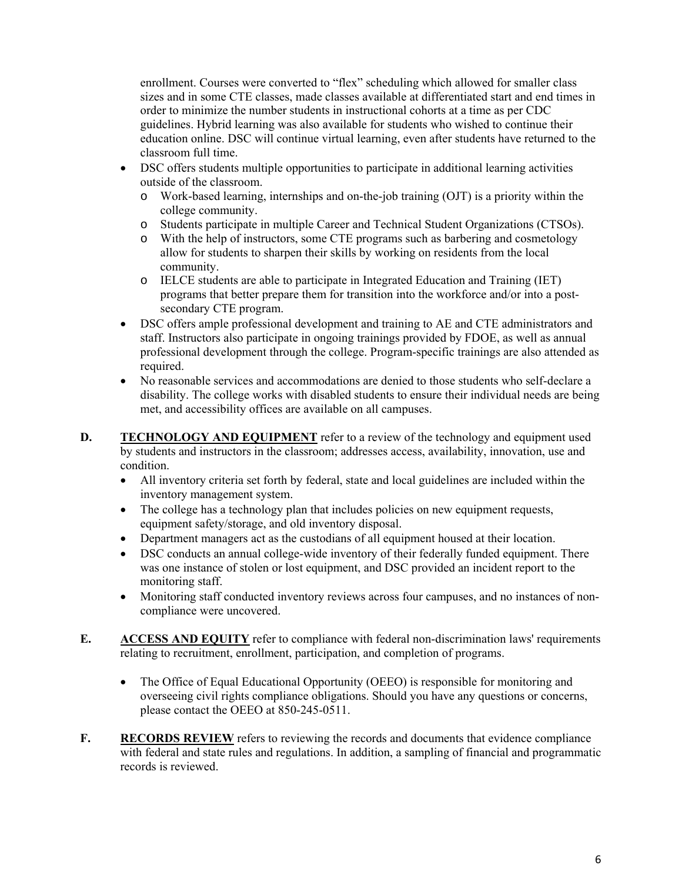enrollment. Courses were converted to "flex" scheduling which allowed for smaller class sizes and in some CTE classes, made classes available at differentiated start and end times in order to minimize the number students in instructional cohorts at a time as per CDC guidelines. Hybrid learning was also available for students who wished to continue their education online. DSC will continue virtual learning, even after students have returned to the classroom full time.

- DSC offers students multiple opportunities to participate in additional learning activities outside of the classroom.
  - Work-based learning, internships and on-the-job training (OJT) is a priority within the college community.
  - Students participate in multiple Career and Technical Student Organizations (CTSOs).
  - With the help of instructors, some CTE programs such as barbering and cosmetology allow for students to sharpen their skills by working on residents from the local community.
  - IELCE students are able to participate in Integrated Education and Training (IET) programs that better prepare them for transition into the workforce and/or into a post-secondary CTE program.
- DSC offers ample professional development and training to AE and CTE administrators and staff. Instructors also participate in ongoing trainings provided by FDOE, as well as annual professional development through the college. Program-specific trainings are also attended as required.
- No reasonable services and accommodations are denied to those students who self-declare a disability. The college works with disabled students to ensure their individual needs are being met, and accessibility offices are available on all campuses.

**D.** **TECHNOLOGY AND EQUIPMENT** refer to a review of the technology and equipment used by students and instructors in the classroom; addresses access, availability, innovation, use and condition.

- All inventory criteria set forth by federal, state and local guidelines are included within the inventory management system.
- The college has a technology plan that includes policies on new equipment requests, equipment safety/storage, and old inventory disposal.
- Department managers act as the custodians of all equipment housed at their location.
- DSC conducts an annual college-wide inventory of their federally funded equipment. There was one instance of stolen or lost equipment, and DSC provided an incident report to the monitoring staff.
- Monitoring staff conducted inventory reviews across four campuses, and no instances of non-compliance were uncovered.

**E.** **ACCESS AND EQUITY** refer to compliance with federal non-discrimination laws' requirements relating to recruitment, enrollment, participation, and completion of programs.

- The Office of Equal Educational Opportunity (OEEO) is responsible for monitoring and overseeing civil rights compliance obligations. Should you have any questions or concerns, please contact the OEEO at 850-245-0511.

**F.** **RECORDS REVIEW** refers to reviewing the records and documents that evidence compliance with federal and state rules and regulations. In addition, a sampling of financial and programmatic records is reviewed.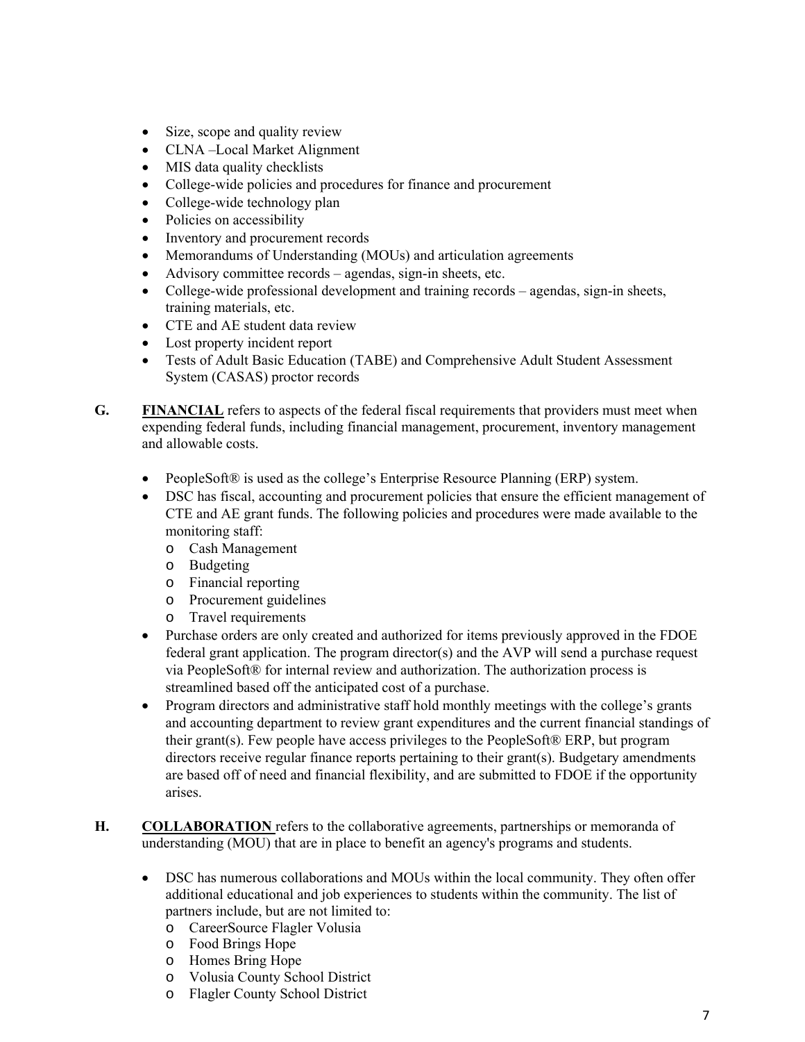- Size, scope and quality review
- CLNA –Local Market Alignment
- MIS data quality checklists
- College-wide policies and procedures for finance and procurement
- College-wide technology plan
- Policies on accessibility
- Inventory and procurement records
- Memorandums of Understanding (MOUs) and articulation agreements
- Advisory committee records – agendas, sign-in sheets, etc.
- College-wide professional development and training records – agendas, sign-in sheets, training materials, etc.
- CTE and AE student data review
- Lost property incident report
- Tests of Adult Basic Education (TABE) and Comprehensive Adult Student Assessment System (CASAS) proctor records

**G. <u>FINANCIAL</u>** refers to aspects of the federal fiscal requirements that providers must meet when expending federal funds, including financial management, procurement, inventory management and allowable costs.

- PeopleSoft® is used as the college's Enterprise Resource Planning (ERP) system.
- DSC has fiscal, accounting and procurement policies that ensure the efficient management of CTE and AE grant funds. The following policies and procedures were made available to the monitoring staff:
  - Cash Management
  - Budgeting
  - Financial reporting
  - Procurement guidelines
  - Travel requirements
- Purchase orders are only created and authorized for items previously approved in the FDOE federal grant application. The program director(s) and the AVP will send a purchase request via PeopleSoft® for internal review and authorization. The authorization process is streamlined based off the anticipated cost of a purchase.
- Program directors and administrative staff hold monthly meetings with the college's grants and accounting department to review grant expenditures and the current financial standings of their grant(s). Few people have access privileges to the PeopleSoft® ERP, but program directors receive regular finance reports pertaining to their grant(s). Budgetary amendments are based off of need and financial flexibility, and are submitted to FDOE if the opportunity arises.

**H. <u>COLLABORATION</u>** refers to the collaborative agreements, partnerships or memoranda of understanding (MOU) that are in place to benefit an agency's programs and students.

- DSC has numerous collaborations and MOUs within the local community. They often offer additional educational and job experiences to students within the community. The list of partners include, but are not limited to:
  - CareerSource Flagler Volusia
  - Food Brings Hope
  - Homes Bring Hope
  - Volusia County School District
  - Flagler County School District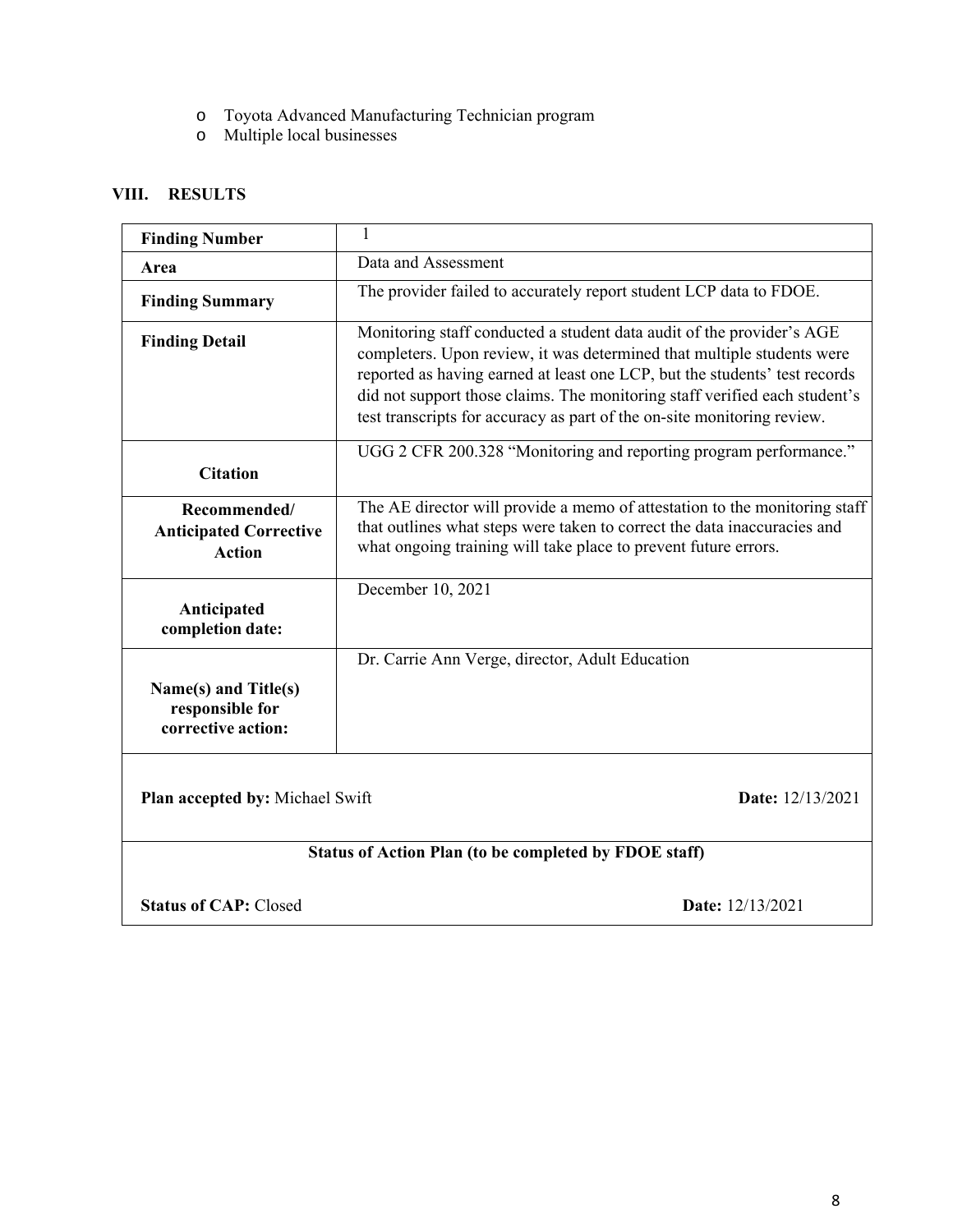- Toyota Advanced Manufacturing Technician program
- Multiple local businesses

## VIII. RESULTS

| | |
|---|---|
| **Finding Number** | 1 |
| **Area** | Data and Assessment |
| **Finding Summary** | The provider failed to accurately report student LCP data to FDOE. |
| **Finding Detail** | Monitoring staff conducted a student data audit of the provider's AGE completers. Upon review, it was determined that multiple students were reported as having earned at least one LCP, but the students' test records did not support those claims. The monitoring staff verified each student's test transcripts for accuracy as part of the on-site monitoring review. |
| **Citation** | UGG 2 CFR 200.328 "Monitoring and reporting program performance." |
| **Recommended/ Anticipated Corrective Action** | The AE director will provide a memo of attestation to the monitoring staff that outlines what steps were taken to correct the data inaccuracies and what ongoing training will take place to prevent future errors. |
| **Anticipated completion date:** | December 10, 2021 |
| **Name(s) and Title(s) responsible for corrective action:** | Dr. Carrie Ann Verge, director, Adult Education |
| **Plan accepted by:** Michael Swift | **Date:** 12/13/2021 |
| **Status of Action Plan (to be completed by FDOE staff)** | |
| **Status of CAP:** Closed | **Date:** 12/13/2021 |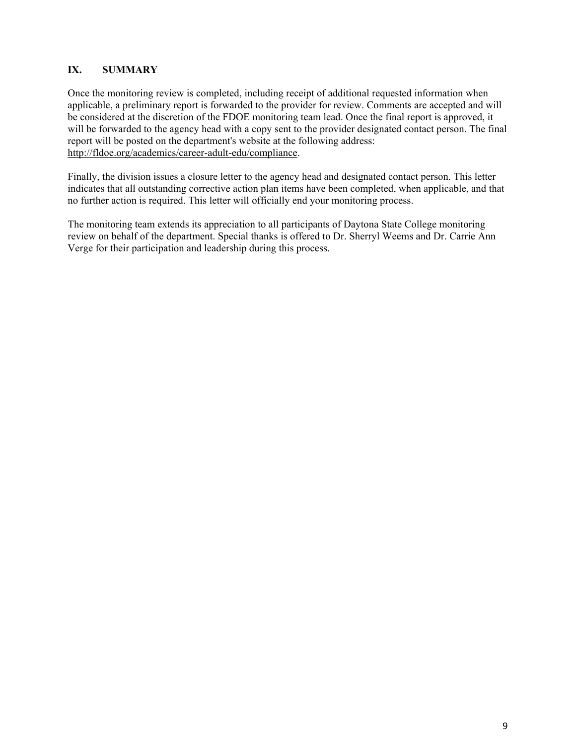## IX. SUMMARY

Once the monitoring review is completed, including receipt of additional requested information when applicable, a preliminary report is forwarded to the provider for review. Comments are accepted and will be considered at the discretion of the FDOE monitoring team lead. Once the final report is approved, it will be forwarded to the agency head with a copy sent to the provider designated contact person. The final report will be posted on the department's website at the following address: http://fldoe.org/academics/career-adult-edu/compliance.

Finally, the division issues a closure letter to the agency head and designated contact person. This letter indicates that all outstanding corrective action plan items have been completed, when applicable, and that no further action is required. This letter will officially end your monitoring process.

The monitoring team extends its appreciation to all participants of Daytona State College monitoring review on behalf of the department. Special thanks is offered to Dr. Sherryl Weems and Dr. Carrie Ann Verge for their participation and leadership during this process.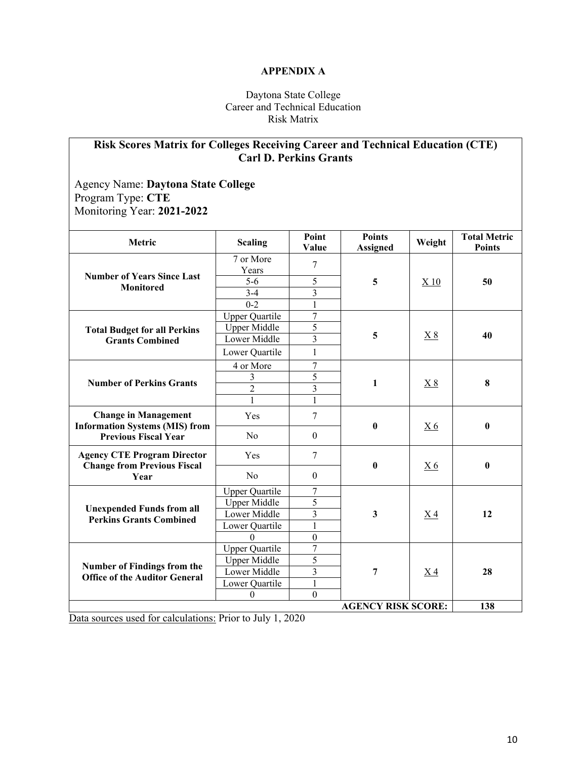# APPENDIX A

Daytona State College
Career and Technical Education
Risk Matrix

## Risk Scores Matrix for Colleges Receiving Career and Technical Education (CTE) Carl D. Perkins Grants

Agency Name: **Daytona State College**
Program Type: **CTE**
Monitoring Year: **2021-2022**

| Metric | Scaling | Point Value | Points Assigned | Weight | Total Metric Points |
|---|---|---|---|---|---|
| **Number of Years Since Last Monitored** | 7 or More Years | 7 | **5** | X 10 | **50** |
| | 5-6 | 5 | | | |
| | 3-4 | 3 | | | |
| | 0-2 | 1 | | | |
| **Total Budget for all Perkins Grants Combined** | Upper Quartile | 7 | **5** | X 8 | **40** |
| | Upper Middle | 5 | | | |
| | Lower Middle | 3 | | | |
| | Lower Quartile | 1 | | | |
| **Number of Perkins Grants** | 4 or More | 7 | **1** | X 8 | **8** |
| | 3 | 5 | | | |
| | 2 | 3 | | | |
| | 1 | 1 | | | |
| **Change in Management Information Systems (MIS) from Previous Fiscal Year** | Yes | 7 | **0** | X 6 | **0** |
| | No | 0 | | | |
| **Agency CTE Program Director Change from Previous Fiscal Year** | Yes | 7 | **0** | X 6 | **0** |
| | No | 0 | | | |
| **Unexpended Funds from all Perkins Grants Combined** | Upper Quartile | 7 | **3** | X 4 | **12** |
| | Upper Middle | 5 | | | |
| | Lower Middle | 3 | | | |
| | Lower Quartile | 1 | | | |
| | 0 | 0 | | | |
| **Number of Findings from the Office of the Auditor General** | Upper Quartile | 7 | **7** | X 4 | **28** |
| | Upper Middle | 5 | | | |
| | Lower Middle | 3 | | | |
| | Lower Quartile | 1 | | | |
| | 0 | 0 | | | |
| | | | **AGENCY RISK SCORE:** | | **138** |

Data sources used for calculations: Prior to July 1, 2020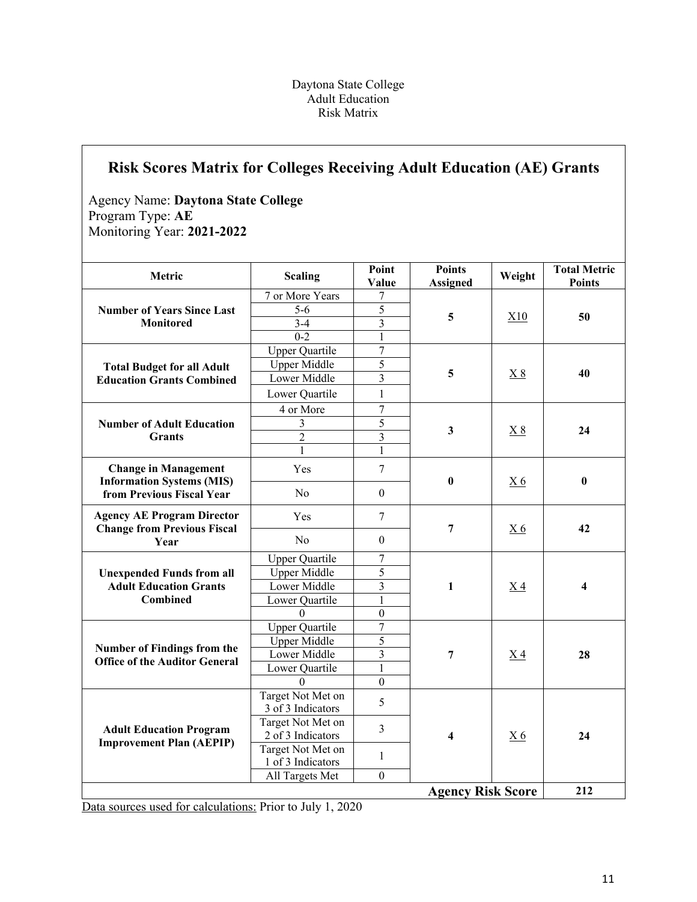Daytona State College
Adult Education
Risk Matrix

## Risk Scores Matrix for Colleges Receiving Adult Education (AE) Grants

Agency Name: **Daytona State College**
Program Type: **AE**
Monitoring Year: **2021-2022**

| Metric | Scaling | Point Value | Points Assigned | Weight | Total Metric Points |
|---|---|---|---|---|---|
| **Number of Years Since Last Monitored** | 7 or More Years | 7 | **5** | X10 | **50** |
| | 5-6 | 5 | | | |
| | 3-4 | 3 | | | |
| | 0-2 | 1 | | | |
| **Total Budget for all Adult Education Grants Combined** | Upper Quartile | 7 | **5** | X 8 | **40** |
| | Upper Middle | 5 | | | |
| | Lower Middle | 3 | | | |
| | Lower Quartile | 1 | | | |
| **Number of Adult Education Grants** | 4 or More | 7 | **3** | X 8 | **24** |
| | 3 | 5 | | | |
| | 2 | 3 | | | |
| | 1 | 1 | | | |
| **Change in Management Information Systems (MIS) from Previous Fiscal Year** | Yes | 7 | **0** | X 6 | **0** |
| | No | 0 | | | |
| **Agency AE Program Director Change from Previous Fiscal Year** | Yes | 7 | **7** | X 6 | **42** |
| | No | 0 | | | |
| **Unexpended Funds from all Adult Education Grants Combined** | Upper Quartile | 7 | **1** | X 4 | **4** |
| | Upper Middle | 5 | | | |
| | Lower Middle | 3 | | | |
| | Lower Quartile | 1 | | | |
| | 0 | 0 | | | |
| **Number of Findings from the Office of the Auditor General** | Upper Quartile | 7 | **7** | X 4 | **28** |
| | Upper Middle | 5 | | | |
| | Lower Middle | 3 | | | |
| | Lower Quartile | 1 | | | |
| | 0 | 0 | | | |
| **Adult Education Program Improvement Plan (AEPIP)** | Target Not Met on 3 of 3 Indicators | 5 | **4** | X 6 | **24** |
| | Target Not Met on 2 of 3 Indicators | 3 | | | |
| | Target Not Met on 1 of 3 Indicators | 1 | | | |
| | All Targets Met | 0 | | | |
| | | | **Agency Risk Score** | | **212** |

Data sources used for calculations: Prior to July 1, 2020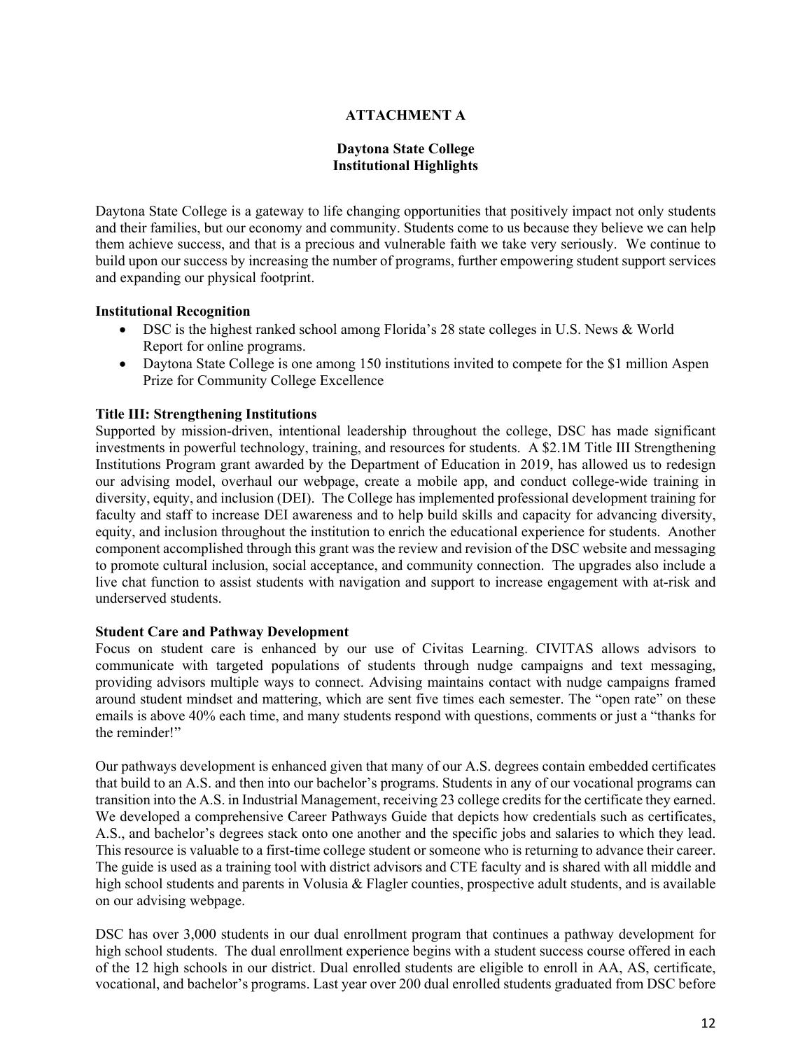**ATTACHMENT A**

**Daytona State College**
**Institutional Highlights**

Daytona State College is a gateway to life changing opportunities that positively impact not only students and their families, but our economy and community. Students come to us because they believe we can help them achieve success, and that is a precious and vulnerable faith we take very seriously. We continue to build upon our success by increasing the number of programs, further empowering student support services and expanding our physical footprint.

**Institutional Recognition**

- DSC is the highest ranked school among Florida's 28 state colleges in U.S. News & World Report for online programs.
- Daytona State College is one among 150 institutions invited to compete for the $1 million Aspen Prize for Community College Excellence

**Title III: Strengthening Institutions**

Supported by mission-driven, intentional leadership throughout the college, DSC has made significant investments in powerful technology, training, and resources for students. A $2.1M Title III Strengthening Institutions Program grant awarded by the Department of Education in 2019, has allowed us to redesign our advising model, overhaul our webpage, create a mobile app, and conduct college-wide training in diversity, equity, and inclusion (DEI). The College has implemented professional development training for faculty and staff to increase DEI awareness and to help build skills and capacity for advancing diversity, equity, and inclusion throughout the institution to enrich the educational experience for students. Another component accomplished through this grant was the review and revision of the DSC website and messaging to promote cultural inclusion, social acceptance, and community connection. The upgrades also include a live chat function to assist students with navigation and support to increase engagement with at-risk and underserved students.

**Student Care and Pathway Development**

Focus on student care is enhanced by our use of Civitas Learning. CIVITAS allows advisors to communicate with targeted populations of students through nudge campaigns and text messaging, providing advisors multiple ways to connect. Advising maintains contact with nudge campaigns framed around student mindset and mattering, which are sent five times each semester. The "open rate" on these emails is above 40% each time, and many students respond with questions, comments or just a "thanks for the reminder!"

Our pathways development is enhanced given that many of our A.S. degrees contain embedded certificates that build to an A.S. and then into our bachelor's programs. Students in any of our vocational programs can transition into the A.S. in Industrial Management, receiving 23 college credits for the certificate they earned. We developed a comprehensive Career Pathways Guide that depicts how credentials such as certificates, A.S., and bachelor's degrees stack onto one another and the specific jobs and salaries to which they lead. This resource is valuable to a first-time college student or someone who is returning to advance their career. The guide is used as a training tool with district advisors and CTE faculty and is shared with all middle and high school students and parents in Volusia & Flagler counties, prospective adult students, and is available on our advising webpage.

DSC has over 3,000 students in our dual enrollment program that continues a pathway development for high school students. The dual enrollment experience begins with a student success course offered in each of the 12 high schools in our district. Dual enrolled students are eligible to enroll in AA, AS, certificate, vocational, and bachelor's programs. Last year over 200 dual enrolled students graduated from DSC before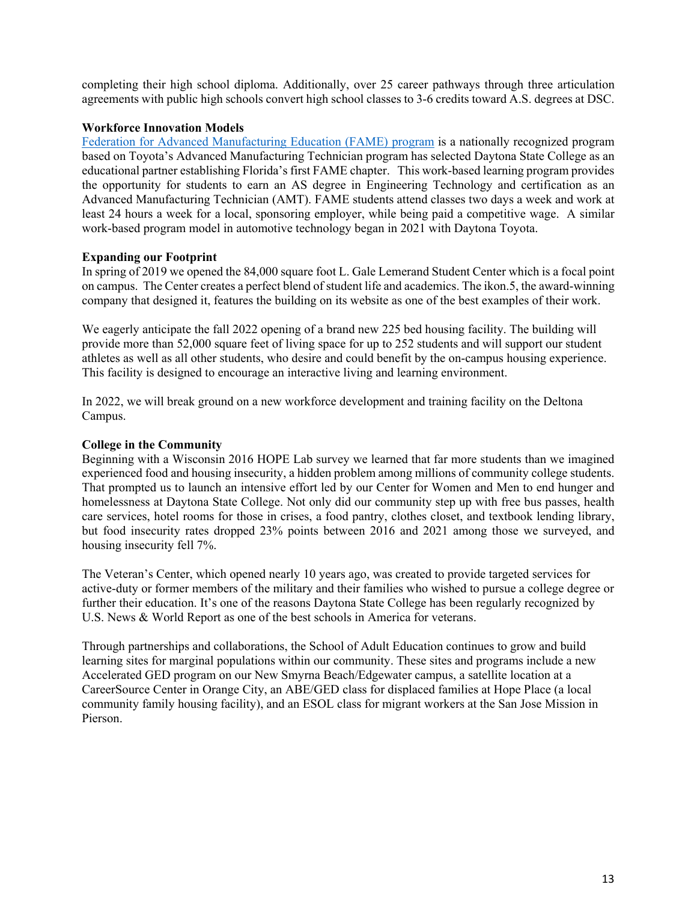completing their high school diploma. Additionally, over 25 career pathways through three articulation agreements with public high schools convert high school classes to 3-6 credits toward A.S. degrees at DSC.

**Workforce Innovation Models**

Federation for Advanced Manufacturing Education (FAME) program is a nationally recognized program based on Toyota's Advanced Manufacturing Technician program has selected Daytona State College as an educational partner establishing Florida's first FAME chapter. This work-based learning program provides the opportunity for students to earn an AS degree in Engineering Technology and certification as an Advanced Manufacturing Technician (AMT). FAME students attend classes two days a week and work at least 24 hours a week for a local, sponsoring employer, while being paid a competitive wage. A similar work-based program model in automotive technology began in 2021 with Daytona Toyota.

**Expanding our Footprint**

In spring of 2019 we opened the 84,000 square foot L. Gale Lemerand Student Center which is a focal point on campus. The Center creates a perfect blend of student life and academics. The ikon.5, the award-winning company that designed it, features the building on its website as one of the best examples of their work.

We eagerly anticipate the fall 2022 opening of a brand new 225 bed housing facility. The building will provide more than 52,000 square feet of living space for up to 252 students and will support our student athletes as well as all other students, who desire and could benefit by the on-campus housing experience. This facility is designed to encourage an interactive living and learning environment.

In 2022, we will break ground on a new workforce development and training facility on the Deltona Campus.

**College in the Community**

Beginning with a Wisconsin 2016 HOPE Lab survey we learned that far more students than we imagined experienced food and housing insecurity, a hidden problem among millions of community college students. That prompted us to launch an intensive effort led by our Center for Women and Men to end hunger and homelessness at Daytona State College. Not only did our community step up with free bus passes, health care services, hotel rooms for those in crises, a food pantry, clothes closet, and textbook lending library, but food insecurity rates dropped 23% points between 2016 and 2021 among those we surveyed, and housing insecurity fell 7%.

The Veteran's Center, which opened nearly 10 years ago, was created to provide targeted services for active-duty or former members of the military and their families who wished to pursue a college degree or further their education. It's one of the reasons Daytona State College has been regularly recognized by U.S. News & World Report as one of the best schools in America for veterans.

Through partnerships and collaborations, the School of Adult Education continues to grow and build learning sites for marginal populations within our community. These sites and programs include a new Accelerated GED program on our New Smyrna Beach/Edgewater campus, a satellite location at a CareerSource Center in Orange City, an ABE/GED class for displaced families at Hope Place (a local community family housing facility), and an ESOL class for migrant workers at the San Jose Mission in Pierson.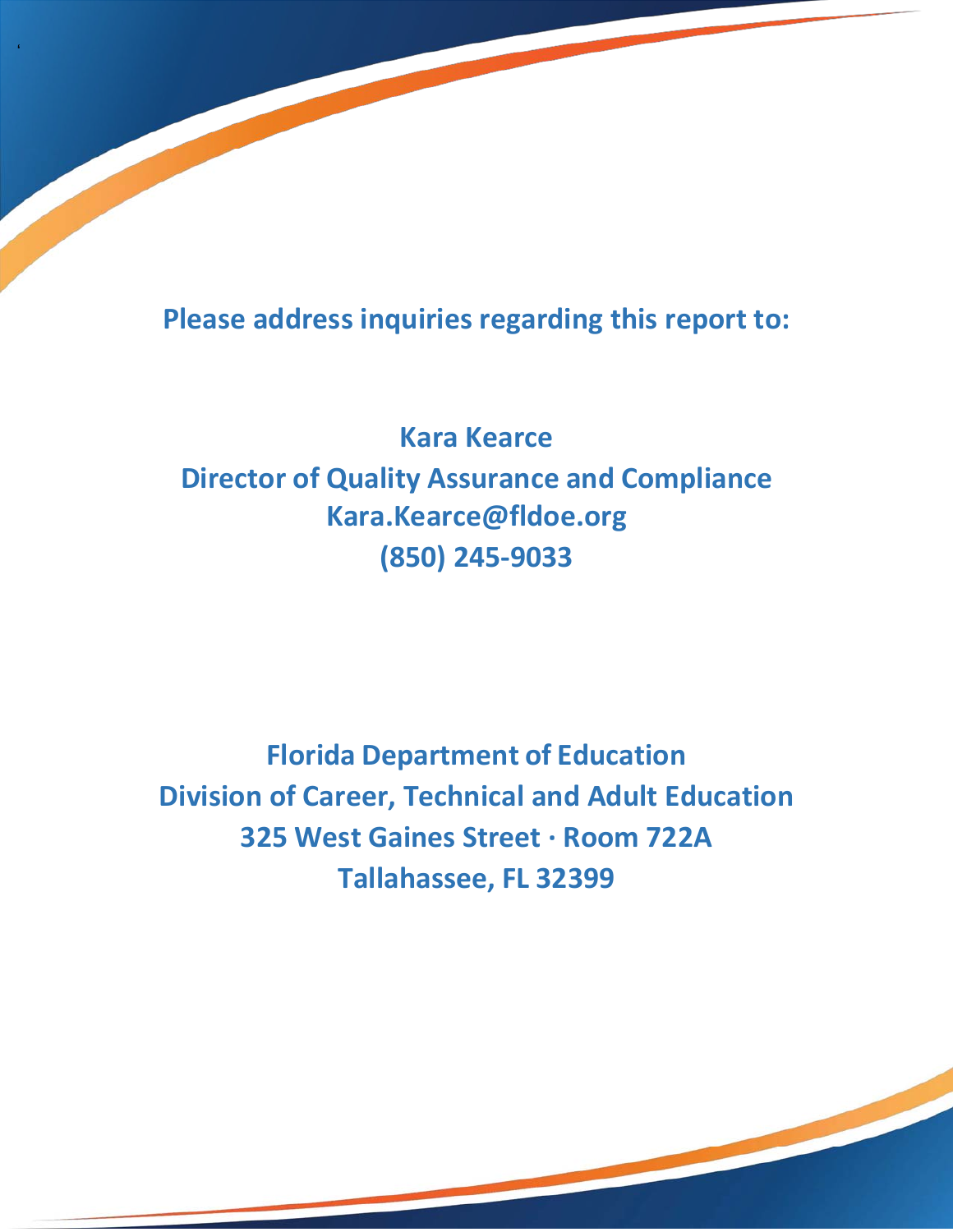**Please address inquiries regarding this report to:**

**Kara Kearce**
**Director of Quality Assurance and Compliance**
**Kara.Kearce@fldoe.org**
**(850) 245-9033**

**Florida Department of Education**
**Division of Career, Technical and Adult Education**
**325 West Gaines Street · Room 722A**
**Tallahassee, FL 32399**